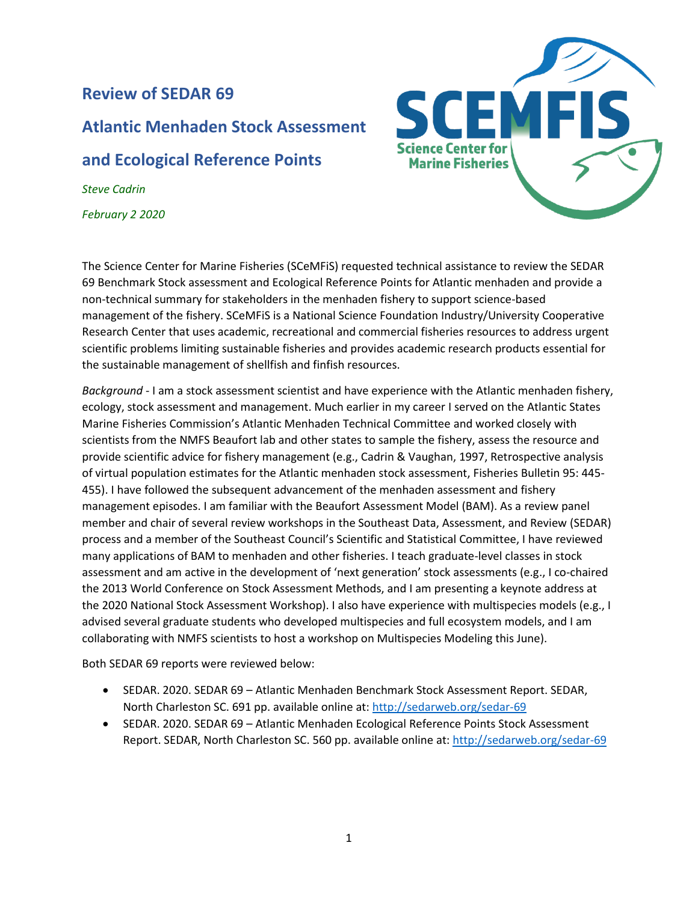# Review of SEDAR 69

# Atlantic Menhaden Stock Assessment

# and Ecological Reference Points

*Steve Cadrin*

*February 2 2020*

SCEMFIS Science Center for Marine Fisheries

The Science Center for Marine Fisheries (SCeMFiS) requested technical assistance to review the SEDAR 69 Benchmark Stock assessment and Ecological Reference Points for Atlantic menhaden and provide a non-technical summary for stakeholders in the menhaden fishery to support science-based management of the fishery. SCeMFiS is a National Science Foundation Industry/University Cooperative Research Center that uses academic, recreational and commercial fisheries resources to address urgent scientific problems limiting sustainable fisheries and provides academic research products essential for the sustainable management of shellfish and finfish resources.

*Background* - I am a stock assessment scientist and have experience with the Atlantic menhaden fishery, ecology, stock assessment and management. Much earlier in my career I served on the Atlantic States Marine Fisheries Commission's Atlantic Menhaden Technical Committee and worked closely with scientists from the NMFS Beaufort lab and other states to sample the fishery, assess the resource and provide scientific advice for fishery management (e.g., Cadrin & Vaughan, 1997, Retrospective analysis of virtual population estimates for the Atlantic menhaden stock assessment, Fisheries Bulletin 95: 445-455). I have followed the subsequent advancement of the menhaden assessment and fishery management episodes. I am familiar with the Beaufort Assessment Model (BAM). As a review panel member and chair of several review workshops in the Southeast Data, Assessment, and Review (SEDAR) process and a member of the Southeast Council's Scientific and Statistical Committee, I have reviewed many applications of BAM to menhaden and other fisheries. I teach graduate-level classes in stock assessment and am active in the development of 'next generation' stock assessments (e.g., I co-chaired the 2013 World Conference on Stock Assessment Methods, and I am presenting a keynote address at the 2020 National Stock Assessment Workshop). I also have experience with multispecies models (e.g., I advised several graduate students who developed multispecies and full ecosystem models, and I am collaborating with NMFS scientists to host a workshop on Multispecies Modeling this June).

Both SEDAR 69 reports were reviewed below:

- SEDAR. 2020. SEDAR 69 – Atlantic Menhaden Benchmark Stock Assessment Report. SEDAR, North Charleston SC. 691 pp. available online at: http://sedarweb.org/sedar-69
- SEDAR. 2020. SEDAR 69 – Atlantic Menhaden Ecological Reference Points Stock Assessment Report. SEDAR, North Charleston SC. 560 pp. available online at: http://sedarweb.org/sedar-69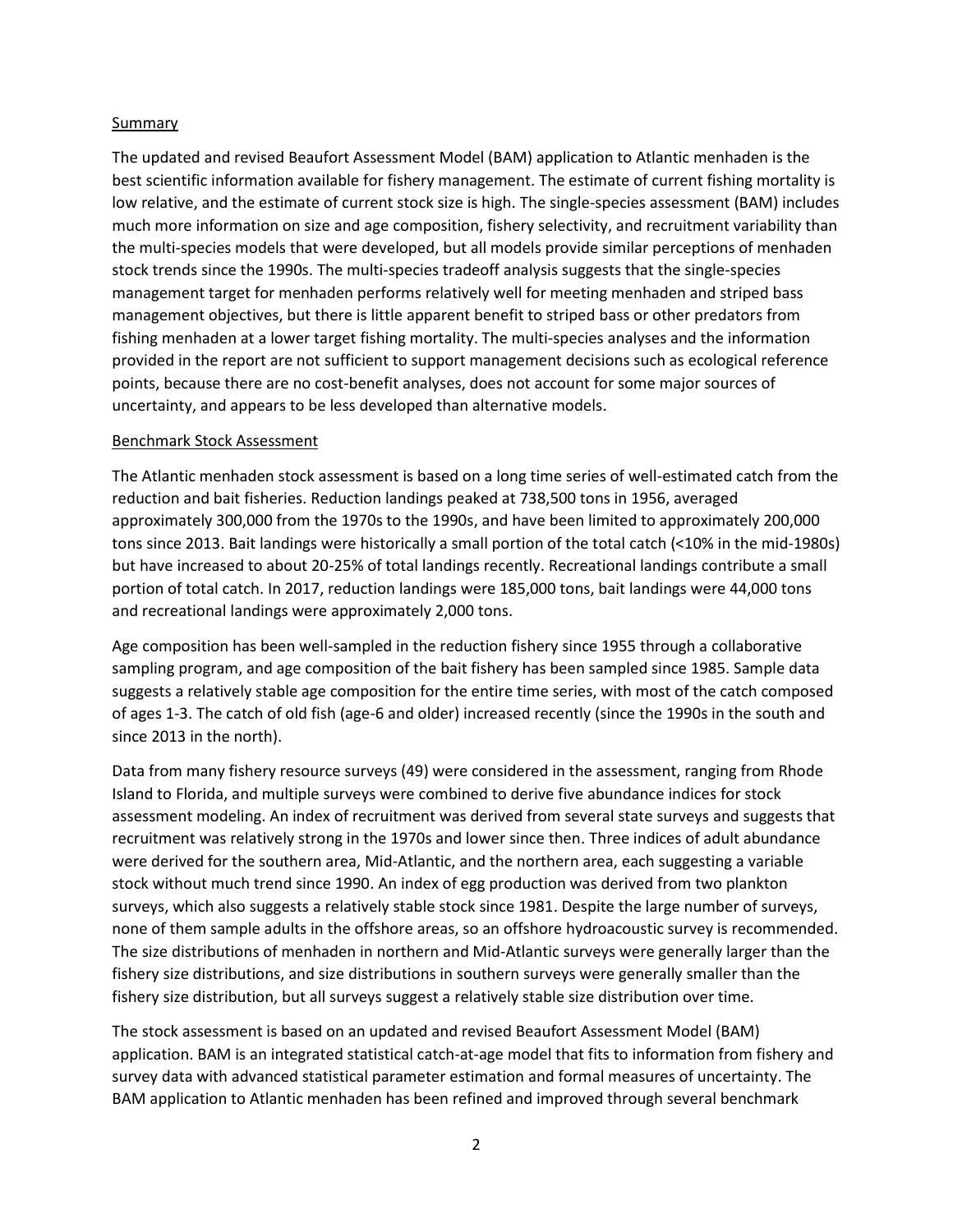Summary

The updated and revised Beaufort Assessment Model (BAM) application to Atlantic menhaden is the best scientific information available for fishery management. The estimate of current fishing mortality is low relative, and the estimate of current stock size is high. The single-species assessment (BAM) includes much more information on size and age composition, fishery selectivity, and recruitment variability than the multi-species models that were developed, but all models provide similar perceptions of menhaden stock trends since the 1990s. The multi-species tradeoff analysis suggests that the single-species management target for menhaden performs relatively well for meeting menhaden and striped bass management objectives, but there is little apparent benefit to striped bass or other predators from fishing menhaden at a lower target fishing mortality. The multi-species analyses and the information provided in the report are not sufficient to support management decisions such as ecological reference points, because there are no cost-benefit analyses, does not account for some major sources of uncertainty, and appears to be less developed than alternative models.

Benchmark Stock Assessment

The Atlantic menhaden stock assessment is based on a long time series of well-estimated catch from the reduction and bait fisheries. Reduction landings peaked at 738,500 tons in 1956, averaged approximately 300,000 from the 1970s to the 1990s, and have been limited to approximately 200,000 tons since 2013. Bait landings were historically a small portion of the total catch (<10% in the mid-1980s) but have increased to about 20-25% of total landings recently. Recreational landings contribute a small portion of total catch. In 2017, reduction landings were 185,000 tons, bait landings were 44,000 tons and recreational landings were approximately 2,000 tons.

Age composition has been well-sampled in the reduction fishery since 1955 through a collaborative sampling program, and age composition of the bait fishery has been sampled since 1985. Sample data suggests a relatively stable age composition for the entire time series, with most of the catch composed of ages 1-3. The catch of old fish (age-6 and older) increased recently (since the 1990s in the south and since 2013 in the north).

Data from many fishery resource surveys (49) were considered in the assessment, ranging from Rhode Island to Florida, and multiple surveys were combined to derive five abundance indices for stock assessment modeling. An index of recruitment was derived from several state surveys and suggests that recruitment was relatively strong in the 1970s and lower since then. Three indices of adult abundance were derived for the southern area, Mid-Atlantic, and the northern area, each suggesting a variable stock without much trend since 1990. An index of egg production was derived from two plankton surveys, which also suggests a relatively stable stock since 1981. Despite the large number of surveys, none of them sample adults in the offshore areas, so an offshore hydroacoustic survey is recommended. The size distributions of menhaden in northern and Mid-Atlantic surveys were generally larger than the fishery size distributions, and size distributions in southern surveys were generally smaller than the fishery size distribution, but all surveys suggest a relatively stable size distribution over time.

The stock assessment is based on an updated and revised Beaufort Assessment Model (BAM) application. BAM is an integrated statistical catch-at-age model that fits to information from fishery and survey data with advanced statistical parameter estimation and formal measures of uncertainty. The BAM application to Atlantic menhaden has been refined and improved through several benchmark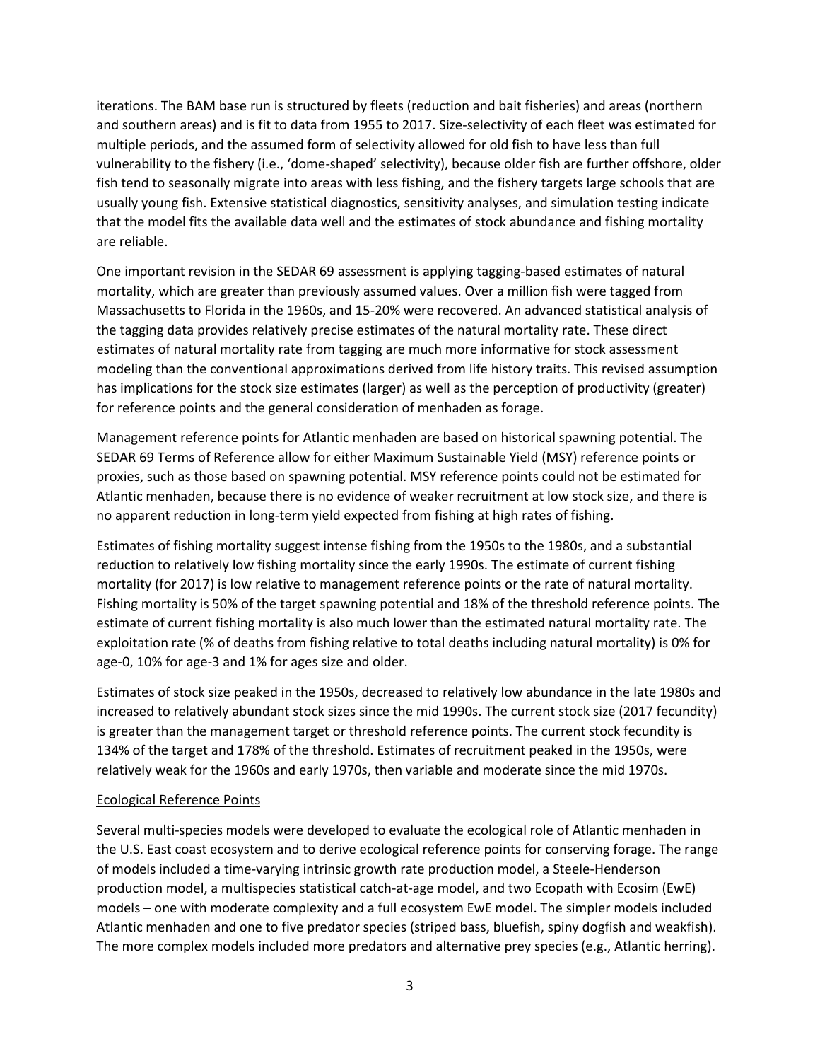iterations. The BAM base run is structured by fleets (reduction and bait fisheries) and areas (northern and southern areas) and is fit to data from 1955 to 2017. Size-selectivity of each fleet was estimated for multiple periods, and the assumed form of selectivity allowed for old fish to have less than full vulnerability to the fishery (i.e., 'dome-shaped' selectivity), because older fish are further offshore, older fish tend to seasonally migrate into areas with less fishing, and the fishery targets large schools that are usually young fish. Extensive statistical diagnostics, sensitivity analyses, and simulation testing indicate that the model fits the available data well and the estimates of stock abundance and fishing mortality are reliable.

One important revision in the SEDAR 69 assessment is applying tagging-based estimates of natural mortality, which are greater than previously assumed values. Over a million fish were tagged from Massachusetts to Florida in the 1960s, and 15-20% were recovered. An advanced statistical analysis of the tagging data provides relatively precise estimates of the natural mortality rate. These direct estimates of natural mortality rate from tagging are much more informative for stock assessment modeling than the conventional approximations derived from life history traits. This revised assumption has implications for the stock size estimates (larger) as well as the perception of productivity (greater) for reference points and the general consideration of menhaden as forage.

Management reference points for Atlantic menhaden are based on historical spawning potential. The SEDAR 69 Terms of Reference allow for either Maximum Sustainable Yield (MSY) reference points or proxies, such as those based on spawning potential. MSY reference points could not be estimated for Atlantic menhaden, because there is no evidence of weaker recruitment at low stock size, and there is no apparent reduction in long-term yield expected from fishing at high rates of fishing.

Estimates of fishing mortality suggest intense fishing from the 1950s to the 1980s, and a substantial reduction to relatively low fishing mortality since the early 1990s. The estimate of current fishing mortality (for 2017) is low relative to management reference points or the rate of natural mortality. Fishing mortality is 50% of the target spawning potential and 18% of the threshold reference points. The estimate of current fishing mortality is also much lower than the estimated natural mortality rate. The exploitation rate (% of deaths from fishing relative to total deaths including natural mortality) is 0% for age-0, 10% for age-3 and 1% for ages size and older.

Estimates of stock size peaked in the 1950s, decreased to relatively low abundance in the late 1980s and increased to relatively abundant stock sizes since the mid 1990s. The current stock size (2017 fecundity) is greater than the management target or threshold reference points. The current stock fecundity is 134% of the target and 178% of the threshold. Estimates of recruitment peaked in the 1950s, were relatively weak for the 1960s and early 1970s, then variable and moderate since the mid 1970s.

Ecological Reference Points

Several multi-species models were developed to evaluate the ecological role of Atlantic menhaden in the U.S. East coast ecosystem and to derive ecological reference points for conserving forage. The range of models included a time-varying intrinsic growth rate production model, a Steele-Henderson production model, a multispecies statistical catch-at-age model, and two Ecopath with Ecosim (EwE) models – one with moderate complexity and a full ecosystem EwE model. The simpler models included Atlantic menhaden and one to five predator species (striped bass, bluefish, spiny dogfish and weakfish). The more complex models included more predators and alternative prey species (e.g., Atlantic herring).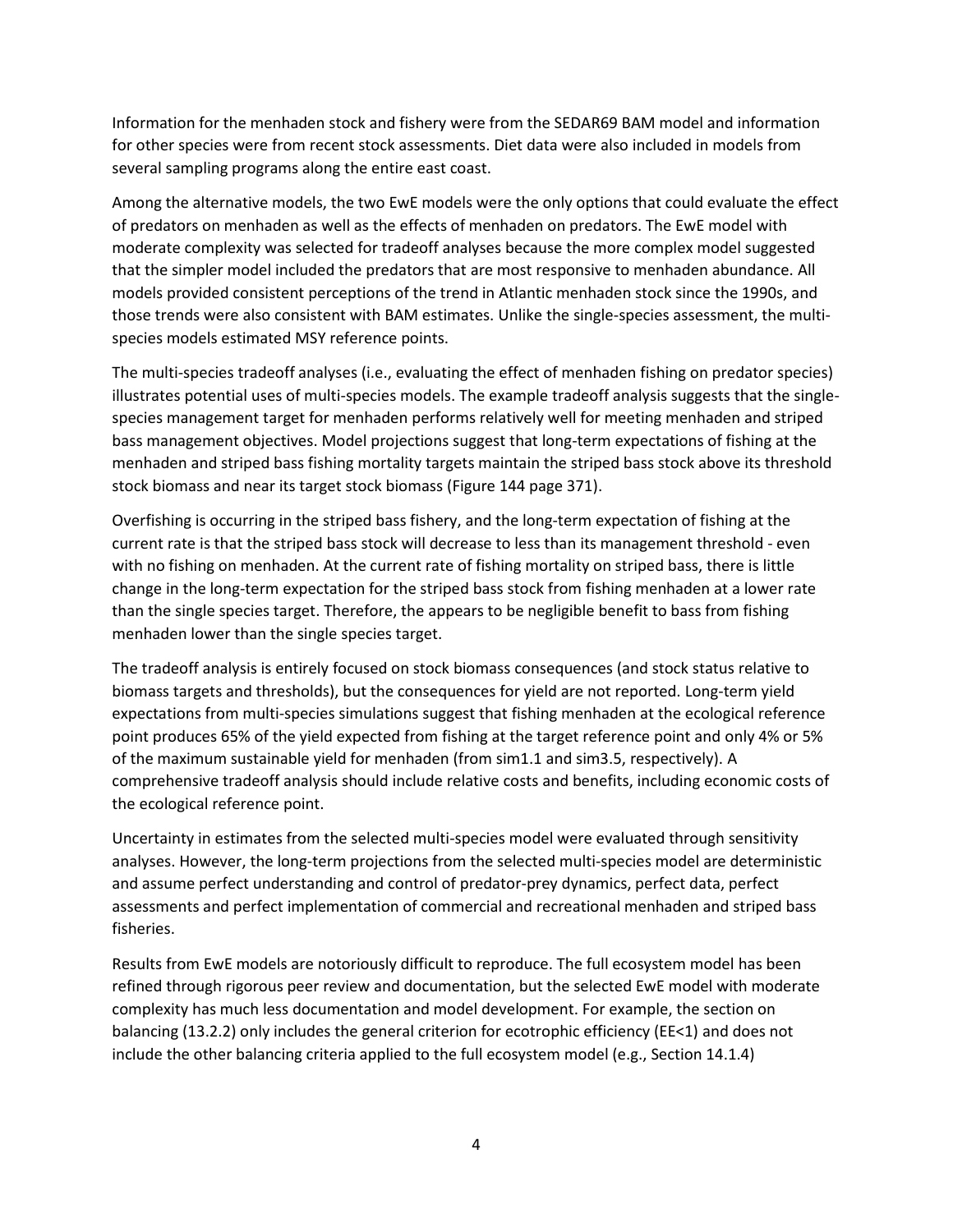Information for the menhaden stock and fishery were from the SEDAR69 BAM model and information for other species were from recent stock assessments. Diet data were also included in models from several sampling programs along the entire east coast.

Among the alternative models, the two EwE models were the only options that could evaluate the effect of predators on menhaden as well as the effects of menhaden on predators. The EwE model with moderate complexity was selected for tradeoff analyses because the more complex model suggested that the simpler model included the predators that are most responsive to menhaden abundance. All models provided consistent perceptions of the trend in Atlantic menhaden stock since the 1990s, and those trends were also consistent with BAM estimates. Unlike the single-species assessment, the multi-species models estimated MSY reference points.

The multi-species tradeoff analyses (i.e., evaluating the effect of menhaden fishing on predator species) illustrates potential uses of multi-species models. The example tradeoff analysis suggests that the single-species management target for menhaden performs relatively well for meeting menhaden and striped bass management objectives. Model projections suggest that long-term expectations of fishing at the menhaden and striped bass fishing mortality targets maintain the striped bass stock above its threshold stock biomass and near its target stock biomass (Figure 144 page 371).

Overfishing is occurring in the striped bass fishery, and the long-term expectation of fishing at the current rate is that the striped bass stock will decrease to less than its management threshold - even with no fishing on menhaden. At the current rate of fishing mortality on striped bass, there is little change in the long-term expectation for the striped bass stock from fishing menhaden at a lower rate than the single species target. Therefore, the appears to be negligible benefit to bass from fishing menhaden lower than the single species target.

The tradeoff analysis is entirely focused on stock biomass consequences (and stock status relative to biomass targets and thresholds), but the consequences for yield are not reported. Long-term yield expectations from multi-species simulations suggest that fishing menhaden at the ecological reference point produces 65% of the yield expected from fishing at the target reference point and only 4% or 5% of the maximum sustainable yield for menhaden (from sim1.1 and sim3.5, respectively). A comprehensive tradeoff analysis should include relative costs and benefits, including economic costs of the ecological reference point.

Uncertainty in estimates from the selected multi-species model were evaluated through sensitivity analyses. However, the long-term projections from the selected multi-species model are deterministic and assume perfect understanding and control of predator-prey dynamics, perfect data, perfect assessments and perfect implementation of commercial and recreational menhaden and striped bass fisheries.

Results from EwE models are notoriously difficult to reproduce. The full ecosystem model has been refined through rigorous peer review and documentation, but the selected EwE model with moderate complexity has much less documentation and model development. For example, the section on balancing (13.2.2) only includes the general criterion for ecotrophic efficiency (EE<1) and does not include the other balancing criteria applied to the full ecosystem model (e.g., Section 14.1.4)